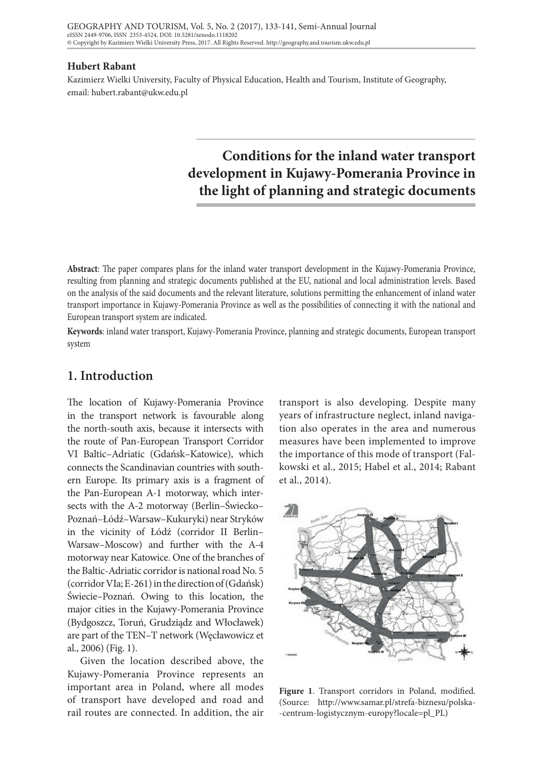**Hubert Rabant**

Kazimierz Wielki University, Faculty of Physical Education, Health and Tourism, Institute of Geography, email: hubert.rabant@ukw.edu.pl

# Conditions for the inland water transport development in Kujawy-Pomerania Province in the light of planning and strategic documents

**Abstract**: The paper compares plans for the inland water transport development in the Kujawy-Pomerania Province, resulting from planning and strategic documents published at the EU, national and local administration levels. Based on the analysis of the said documents and the relevant literature, solutions permitting the enhancement of inland water transport importance in Kujawy-Pomerania Province as well as the possibilities of connecting it with the national and European transport system are indicated.

**Keywords**: inland water transport, Kujawy-Pomerania Province, planning and strategic documents, European transport system

## 1. Introduction

The location of Kujawy-Pomerania Province in the transport network is favourable along the north-south axis, because it intersects with the route of Pan-European Transport Corridor VI Baltic–Adriatic (Gdańsk–Katowice), which connects the Scandinavian countries with southern Europe. Its primary axis is a fragment of the Pan-European A-1 motorway, which intersects with the A-2 motorway (Berlin–Świecko–Poznań–Łódź–Warsaw–Kukuryki) near Stryków in the vicinity of Łódź (corridor II Berlin–Warsaw–Moscow) and further with the A-4 motorway near Katowice. One of the branches of the Baltic-Adriatic corridor is national road No. 5 (corridor VIa; E-261) in the direction of (Gdańsk) Świecie–Poznań. Owing to this location, the major cities in the Kujawy-Pomerania Province (Bydgoszcz, Toruń, Grudziądz and Włocławek) are part of the TEN–T network (Węcławowicz et al., 2006) (Fig. 1).

Given the location described above, the Kujawy-Pomerania Province represents an important area in Poland, where all modes of transport have developed and road and rail routes are connected. In addition, the air transport is also developing. Despite many years of infrastructure neglect, inland navigation also operates in the area and numerous measures have been implemented to improve the importance of this mode of transport (Falkowski et al., 2015; Habel et al., 2014; Rabant et al., 2014).

**Figure 1**. Transport corridors in Poland, modified. (Source: http://www.samar.pl/strefa-biznesu/polska--centrum-logistycznym-europy?locale=pl_PL)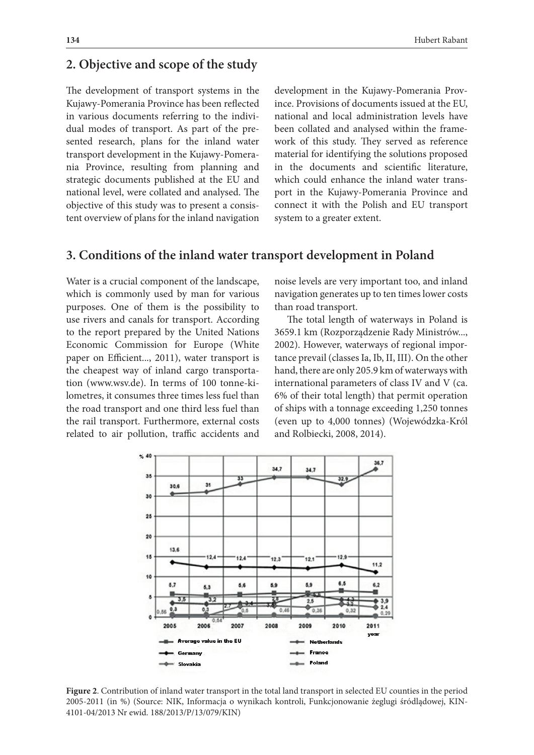## 2. Objective and scope of the study

The development of transport systems in the Kujawy-Pomerania Province has been reflected in various documents referring to the individual modes of transport. As part of the presented research, plans for the inland water transport development in the Kujawy-Pomerania Province, resulting from planning and strategic documents published at the EU and national level, were collated and analysed. The objective of this study was to present a consistent overview of plans for the inland navigation development in the Kujawy-Pomerania Province. Provisions of documents issued at the EU, national and local administration levels have been collated and analysed within the framework of this study. They served as reference material for identifying the solutions proposed in the documents and scientific literature, which could enhance the inland water transport in the Kujawy-Pomerania Province and connect it with the Polish and EU transport system to a greater extent.

## 3. Conditions of the inland water transport development in Poland

Water is a crucial component of the landscape, which is commonly used by man for various purposes. One of them is the possibility to use rivers and canals for transport. According to the report prepared by the United Nations Economic Commission for Europe (White paper on Efficient..., 2011), water transport is the cheapest way of inland cargo transportation (www.wsv.de). In terms of 100 tonne-kilometres, it consumes three times less fuel than the road transport and one third less fuel than the rail transport. Furthermore, external costs related to air pollution, traffic accidents and noise levels are very important too, and inland navigation generates up to ten times lower costs than road transport.

The total length of waterways in Poland is 3659.1 km (Rozporządzenie Rady Ministrów..., 2002). However, waterways of regional importance prevail (classes Ia, Ib, II, III). On the other hand, there are only 205.9 km of waterways with international parameters of class IV and V (ca. 6% of their total length) that permit operation of ships with a tonnage exceeding 1,250 tonnes (even up to 4,000 tonnes) (Wojewódzka-Król and Rolbiecki, 2008, 2014).

**Figure 2**. Contribution of inland water transport in the total land transport in selected EU counties in the period 2005-2011 (in %) (Source: NIK, Informacja o wynikach kontroli, Funkcjonowanie żeglugi śródlądowej, KIN-4101-04/2013 Nr ewid. 188/2013/P/13/079/KIN)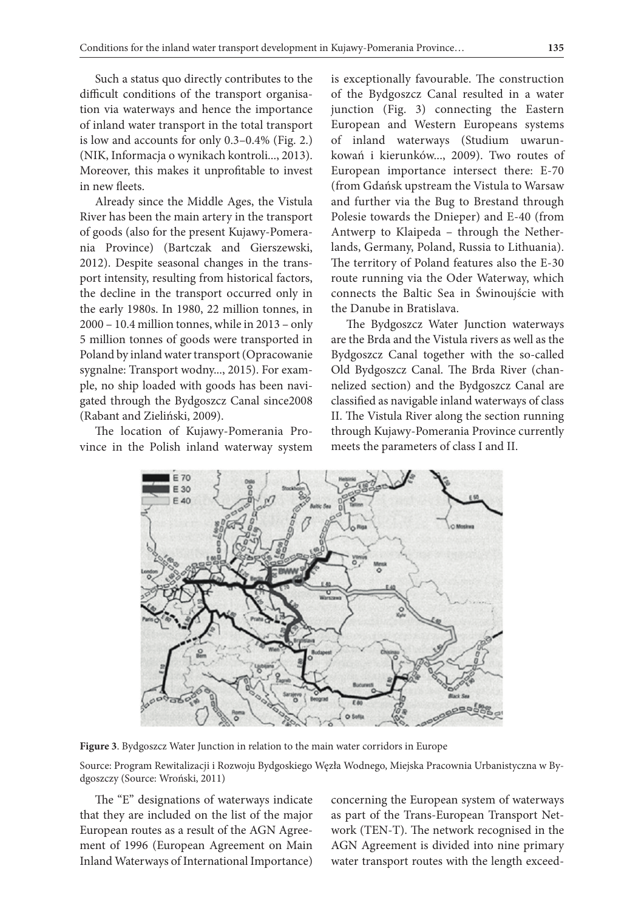Such a status quo directly contributes to the difficult conditions of the transport organisation via waterways and hence the importance of inland water transport in the total transport is low and accounts for only 0.3–0.4% (Fig. 2.) (NIK, Informacja o wynikach kontroli..., 2013). Moreover, this makes it unprofitable to invest in new fleets.

Already since the Middle Ages, the Vistula River has been the main artery in the transport of goods (also for the present Kujawy-Pomerania Province) (Bartczak and Gierszewski, 2012). Despite seasonal changes in the transport intensity, resulting from historical factors, the decline in the transport occurred only in the early 1980s. In 1980, 22 million tonnes, in 2000 – 10.4 million tonnes, while in 2013 – only 5 million tonnes of goods were transported in Poland by inland water transport (Opracowanie sygnalne: Transport wodny..., 2015). For example, no ship loaded with goods has been navigated through the Bydgoszcz Canal since2008 (Rabant and Zieliński, 2009).

The location of Kujawy-Pomerania Province in the Polish inland waterway system is exceptionally favourable. The construction of the Bydgoszcz Canal resulted in a water junction (Fig. 3) connecting the Eastern European and Western Europeans systems of inland waterways (Studium uwarunkowań i kierunków..., 2009). Two routes of European importance intersect there: E-70 (from Gdańsk upstream the Vistula to Warsaw and further via the Bug to Brestand through Polesie towards the Dnieper) and E-40 (from Antwerp to Klaipeda – through the Netherlands, Germany, Poland, Russia to Lithuania). The territory of Poland features also the E-30 route running via the Oder Waterway, which connects the Baltic Sea in Świnoujście with the Danube in Bratislava.

The Bydgoszcz Water Junction waterways are the Brda and the Vistula rivers as well as the Bydgoszcz Canal together with the so-called Old Bydgoszcz Canal. The Brda River (channelized section) and the Bydgoszcz Canal are classified as navigable inland waterways of class II. The Vistula River along the section running through Kujawy-Pomerania Province currently meets the parameters of class I and II.

**Figure 3**. Bydgoszcz Water Junction in relation to the main water corridors in Europe

Source: Program Rewitalizacji i Rozwoju Bydgoskiego Węzła Wodnego, Miejska Pracownia Urbanistyczna w Bydgoszczy (Source: Wroński, 2011)

The "E" designations of waterways indicate that they are included on the list of the major European routes as a result of the AGN Agreement of 1996 (European Agreement on Main Inland Waterways of International Importance) concerning the European system of waterways as part of the Trans-European Transport Network (TEN-T). The network recognised in the AGN Agreement is divided into nine primary water transport routes with the length exceed-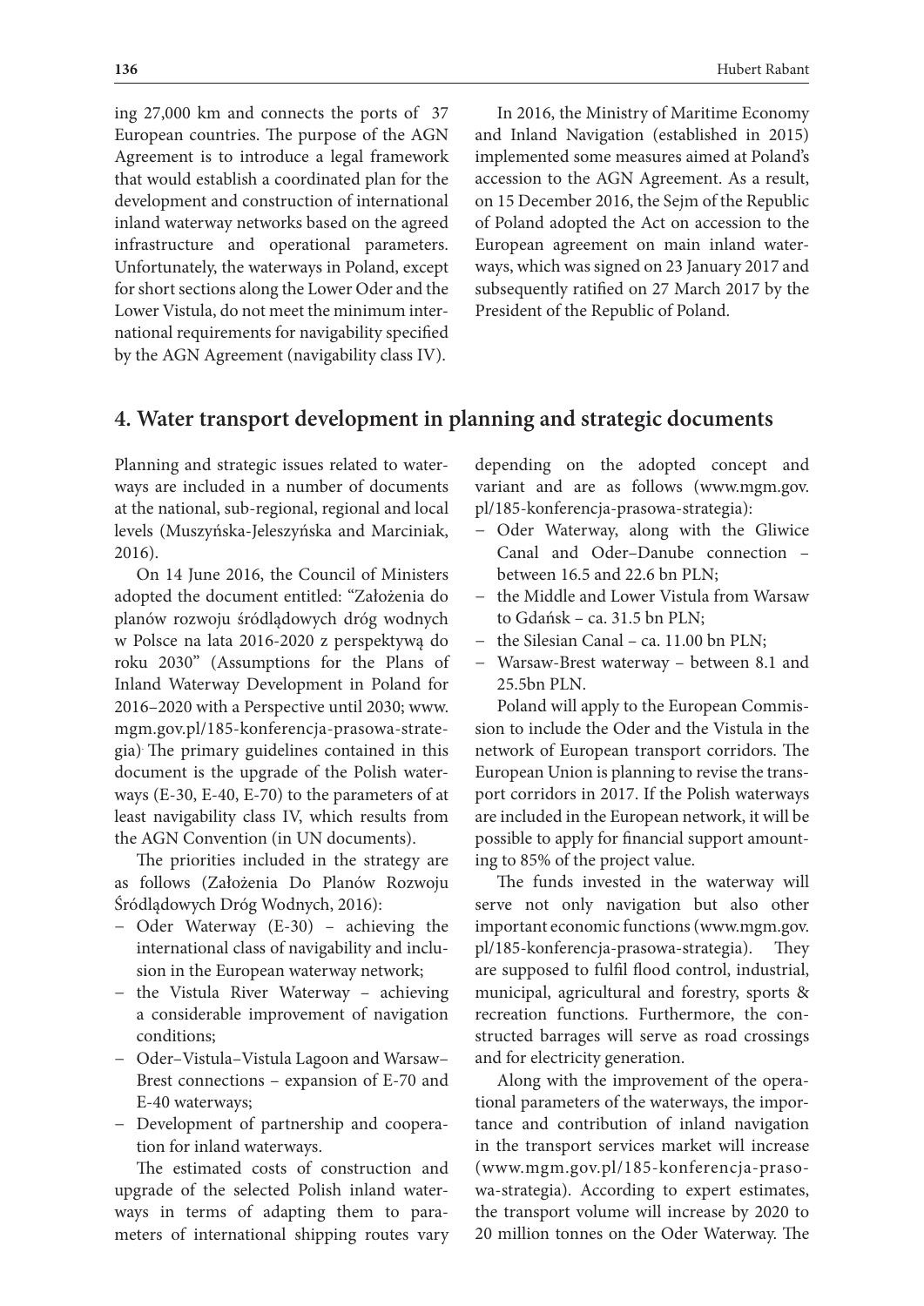ing 27,000 km and connects the ports of 37 European countries. The purpose of the AGN Agreement is to introduce a legal framework that would establish a coordinated plan for the development and construction of international inland waterway networks based on the agreed infrastructure and operational parameters. Unfortunately, the waterways in Poland, except for short sections along the Lower Oder and the Lower Vistula, do not meet the minimum international requirements for navigability specified by the AGN Agreement (navigability class IV).

In 2016, the Ministry of Maritime Economy and Inland Navigation (established in 2015) implemented some measures aimed at Poland's accession to the AGN Agreement. As a result, on 15 December 2016, the Sejm of the Republic of Poland adopted the Act on accession to the European agreement on main inland waterways, which was signed on 23 January 2017 and subsequently ratified on 27 March 2017 by the President of the Republic of Poland.

## 4. Water transport development in planning and strategic documents

Planning and strategic issues related to waterways are included in a number of documents at the national, sub-regional, regional and local levels (Muszyńska-Jeleszyńska and Marciniak, 2016).

On 14 June 2016, the Council of Ministers adopted the document entitled: "Założenia do planów rozwoju śródlądowych dróg wodnych w Polsce na lata 2016-2020 z perspektywą do roku 2030" (Assumptions for the Plans of Inland Waterway Development in Poland for 2016–2020 with a Perspective until 2030; www.mgm.gov.pl/185-konferencja-prasowa-strategia). The primary guidelines contained in this document is the upgrade of the Polish waterways (E-30, E-40, E-70) to the parameters of at least navigability class IV, which results from the AGN Convention (in UN documents).

The priorities included in the strategy are as follows (Założenia Do Planów Rozwoju Śródlądowych Dróg Wodnych, 2016):

- Oder Waterway (E-30) – achieving the international class of navigability and inclusion in the European waterway network;
- the Vistula River Waterway – achieving a considerable improvement of navigation conditions;
- Oder–Vistula–Vistula Lagoon and Warsaw–Brest connections – expansion of E-70 and E-40 waterways;
- Development of partnership and cooperation for inland waterways.

The estimated costs of construction and upgrade of the selected Polish inland waterways in terms of adapting them to parameters of international shipping routes vary depending on the adopted concept and variant and are as follows (www.mgm.gov.pl/185-konferencja-prasowa-strategia):

- Oder Waterway, along with the Gliwice Canal and Oder–Danube connection – between 16.5 and 22.6 bn PLN;
- the Middle and Lower Vistula from Warsaw to Gdańsk – ca. 31.5 bn PLN;
- the Silesian Canal – ca. 11.00 bn PLN;
- Warsaw-Brest waterway – between 8.1 and 25.5bn PLN.

Poland will apply to the European Commission to include the Oder and the Vistula in the network of European transport corridors. The European Union is planning to revise the transport corridors in 2017. If the Polish waterways are included in the European network, it will be possible to apply for financial support amounting to 85% of the project value.

The funds invested in the waterway will serve not only navigation but also other important economic functions (www.mgm.gov.pl/185-konferencja-prasowa-strategia). They are supposed to fulfil flood control, industrial, municipal, agricultural and forestry, sports & recreation functions. Furthermore, the constructed barrages will serve as road crossings and for electricity generation.

Along with the improvement of the operational parameters of the waterways, the importance and contribution of inland navigation in the transport services market will increase (www.mgm.gov.pl/185-konferencja-prasowa-strategia). According to expert estimates, the transport volume will increase by 2020 to 20 million tonnes on the Oder Waterway. The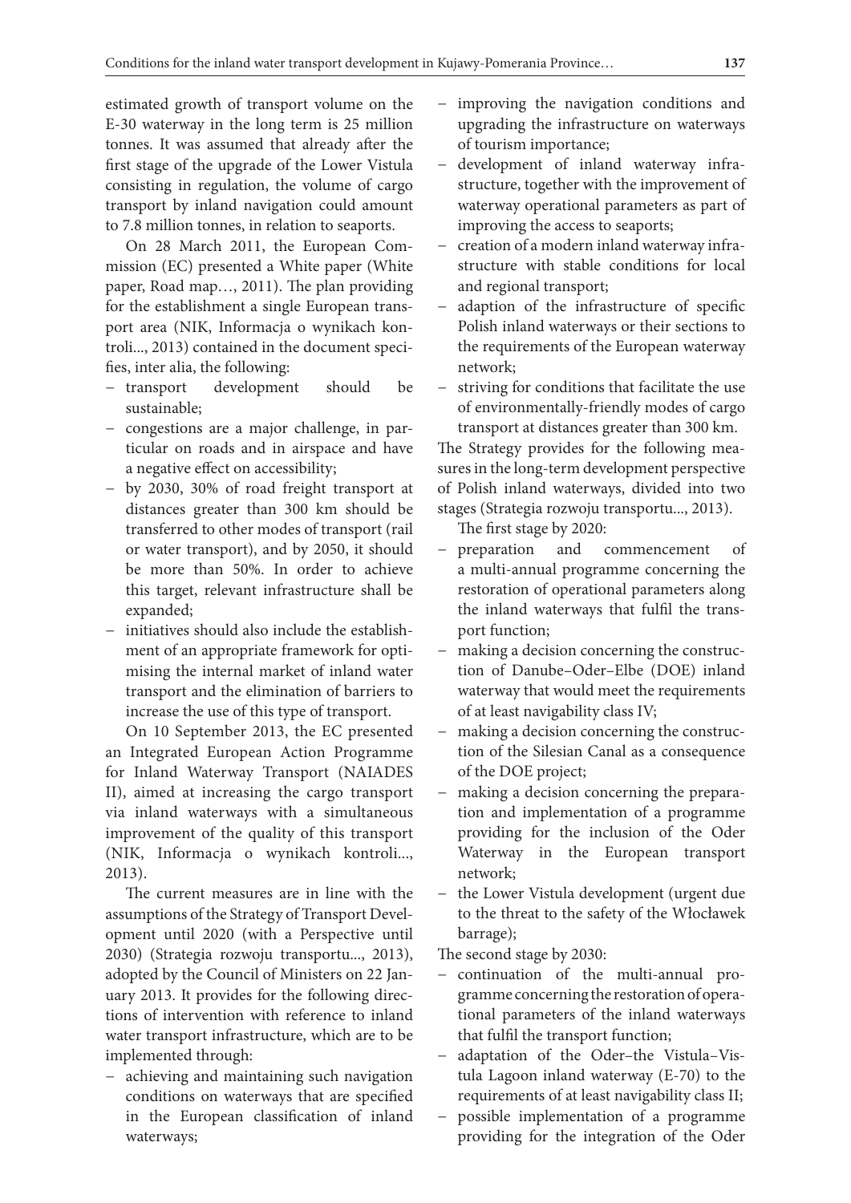estimated growth of transport volume on the E-30 waterway in the long term is 25 million tonnes. It was assumed that already after the first stage of the upgrade of the Lower Vistula consisting in regulation, the volume of cargo transport by inland navigation could amount to 7.8 million tonnes, in relation to seaports.

On 28 March 2011, the European Commission (EC) presented a White paper (White paper, Road map…, 2011). The plan providing for the establishment a single European transport area (NIK, Informacja o wynikach kontroli..., 2013) contained in the document specifies, inter alia, the following:

- transport development should be sustainable;
- congestions are a major challenge, in particular on roads and in airspace and have a negative effect on accessibility;
- by 2030, 30% of road freight transport at distances greater than 300 km should be transferred to other modes of transport (rail or water transport), and by 2050, it should be more than 50%. In order to achieve this target, relevant infrastructure shall be expanded;
- initiatives should also include the establishment of an appropriate framework for optimising the internal market of inland water transport and the elimination of barriers to increase the use of this type of transport.

On 10 September 2013, the EC presented an Integrated European Action Programme for Inland Waterway Transport (NAIADES II), aimed at increasing the cargo transport via inland waterways with a simultaneous improvement of the quality of this transport (NIK, Informacja o wynikach kontroli..., 2013).

The current measures are in line with the assumptions of the Strategy of Transport Development until 2020 (with a Perspective until 2030) (Strategia rozwoju transportu..., 2013), adopted by the Council of Ministers on 22 January 2013. It provides for the following directions of intervention with reference to inland water transport infrastructure, which are to be implemented through:

- achieving and maintaining such navigation conditions on waterways that are specified in the European classification of inland waterways;
- improving the navigation conditions and upgrading the infrastructure on waterways of tourism importance;
- development of inland waterway infrastructure, together with the improvement of waterway operational parameters as part of improving the access to seaports;
- creation of a modern inland waterway infrastructure with stable conditions for local and regional transport;
- adaption of the infrastructure of specific Polish inland waterways or their sections to the requirements of the European waterway network;
- striving for conditions that facilitate the use of environmentally-friendly modes of cargo transport at distances greater than 300 km.

The Strategy provides for the following measures in the long-term development perspective of Polish inland waterways, divided into two stages (Strategia rozwoju transportu..., 2013).

The first stage by 2020:

- preparation and commencement of a multi-annual programme concerning the restoration of operational parameters along the inland waterways that fulfil the transport function;
- making a decision concerning the construction of Danube–Oder–Elbe (DOE) inland waterway that would meet the requirements of at least navigability class IV;
- making a decision concerning the construction of the Silesian Canal as a consequence of the DOE project;
- making a decision concerning the preparation and implementation of a programme providing for the inclusion of the Oder Waterway in the European transport network;
- the Lower Vistula development (urgent due to the threat to the safety of the Włocławek barrage);

The second stage by 2030:

- continuation of the multi-annual programme concerning the restoration of operational parameters of the inland waterways that fulfil the transport function;
- adaptation of the Oder–the Vistula–Vistula Lagoon inland waterway (E-70) to the requirements of at least navigability class II;
- possible implementation of a programme providing for the integration of the Oder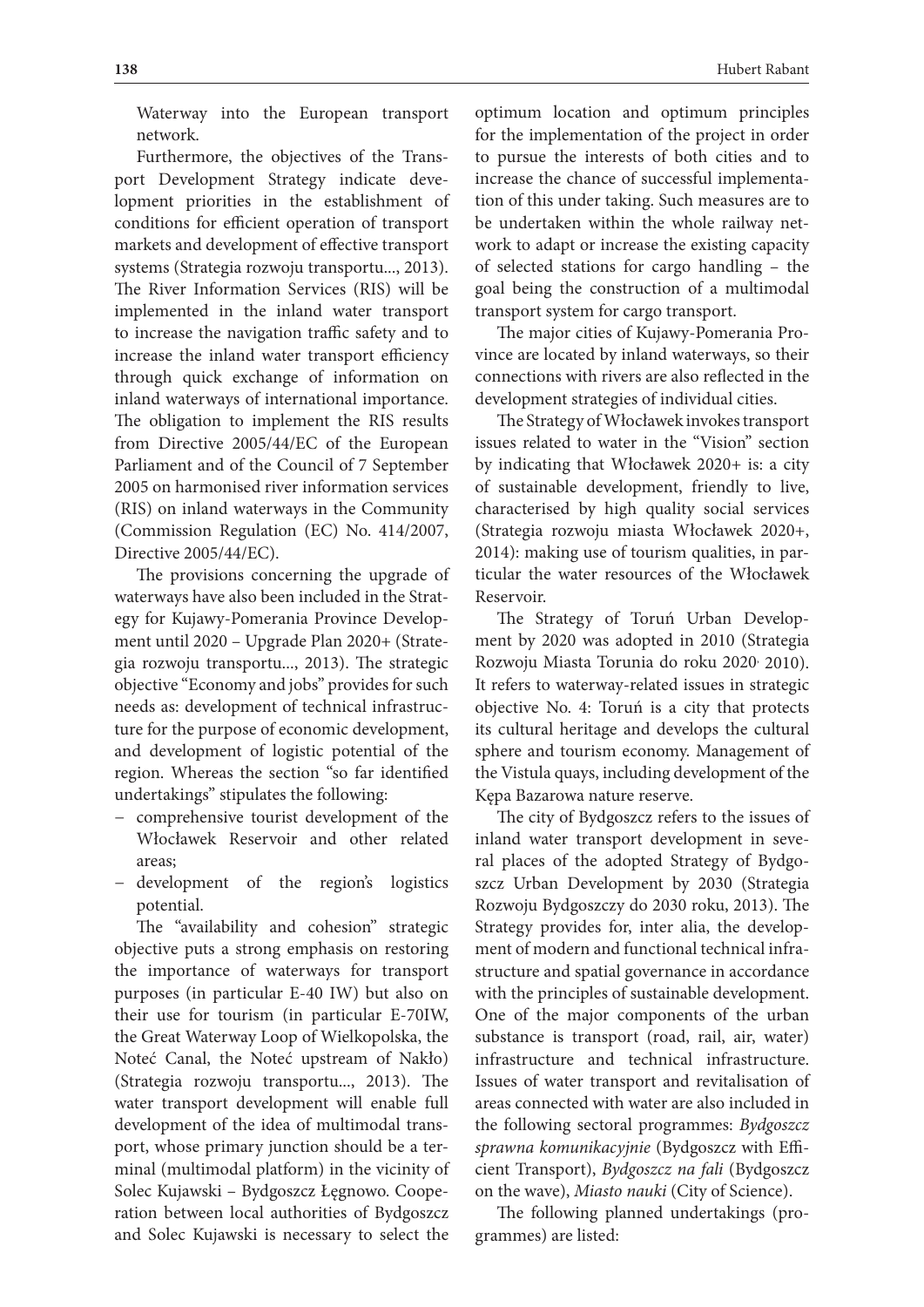Waterway into the European transport network.

Furthermore, the objectives of the Transport Development Strategy indicate development priorities in the establishment of conditions for efficient operation of transport markets and development of effective transport systems (Strategia rozwoju transportu..., 2013). The River Information Services (RIS) will be implemented in the inland water transport to increase the navigation traffic safety and to increase the inland water transport efficiency through quick exchange of information on inland waterways of international importance. The obligation to implement the RIS results from Directive 2005/44/EC of the European Parliament and of the Council of 7 September 2005 on harmonised river information services (RIS) on inland waterways in the Community (Commission Regulation (EC) No. 414/2007, Directive 2005/44/EC).

The provisions concerning the upgrade of waterways have also been included in the Strategy for Kujawy-Pomerania Province Development until 2020 – Upgrade Plan 2020+ (Strategia rozwoju transportu..., 2013). The strategic objective "Economy and jobs" provides for such needs as: development of technical infrastructure for the purpose of economic development, and development of logistic potential of the region. Whereas the section "so far identified undertakings" stipulates the following:

- comprehensive tourist development of the Włocławek Reservoir and other related areas;
- development of the region's logistics potential.

The "availability and cohesion" strategic objective puts a strong emphasis on restoring the importance of waterways for transport purposes (in particular E-40 IW) but also on their use for tourism (in particular E-70IW, the Great Waterway Loop of Wielkopolska, the Noteć Canal, the Noteć upstream of Nakło) (Strategia rozwoju transportu..., 2013). The water transport development will enable full development of the idea of multimodal transport, whose primary junction should be a terminal (multimodal platform) in the vicinity of Solec Kujawski – Bydgoszcz Łęgnowo. Cooperation between local authorities of Bydgoszcz and Solec Kujawski is necessary to select the optimum location and optimum principles for the implementation of the project in order to pursue the interests of both cities and to increase the chance of successful implementation of this under taking. Such measures are to be undertaken within the whole railway network to adapt or increase the existing capacity of selected stations for cargo handling – the goal being the construction of a multimodal transport system for cargo transport.

The major cities of Kujawy-Pomerania Province are located by inland waterways, so their connections with rivers are also reflected in the development strategies of individual cities.

The Strategy of Włocławek invokes transport issues related to water in the "Vision" section by indicating that Włocławek 2020+ is: a city of sustainable development, friendly to live, characterised by high quality social services (Strategia rozwoju miasta Włocławek 2020+, 2014): making use of tourism qualities, in particular the water resources of the Włocławek Reservoir.

The Strategy of Toruń Urban Development by 2020 was adopted in 2010 (Strategia Rozwoju Miasta Torunia do roku 2020, 2010). It refers to waterway-related issues in strategic objective No. 4: Toruń is a city that protects its cultural heritage and develops the cultural sphere and tourism economy. Management of the Vistula quays, including development of the Kępa Bazarowa nature reserve.

The city of Bydgoszcz refers to the issues of inland water transport development in several places of the adopted Strategy of Bydgoszcz Urban Development by 2030 (Strategia Rozwoju Bydgoszczy do 2030 roku, 2013). The Strategy provides for, inter alia, the development of modern and functional technical infrastructure and spatial governance in accordance with the principles of sustainable development. One of the major components of the urban substance is transport (road, rail, air, water) infrastructure and technical infrastructure. Issues of water transport and revitalisation of areas connected with water are also included in the following sectoral programmes: *Bydgoszcz sprawna komunikacyjnie* (Bydgoszcz with Efficient Transport), *Bydgoszcz na fali* (Bydgoszcz on the wave), *Miasto nauki* (City of Science).

The following planned undertakings (programmes) are listed: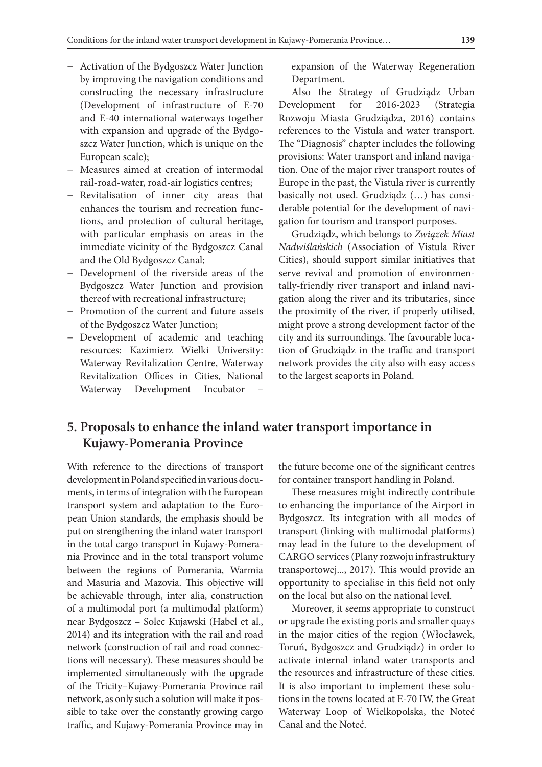- Activation of the Bydgoszcz Water Junction by improving the navigation conditions and constructing the necessary infrastructure (Development of infrastructure of E-70 and E-40 international waterways together with expansion and upgrade of the Bydgoszcz Water Junction, which is unique on the European scale);
- Measures aimed at creation of intermodal rail-road-water, road-air logistics centres;
- Revitalisation of inner city areas that enhances the tourism and recreation functions, and protection of cultural heritage, with particular emphasis on areas in the immediate vicinity of the Bydgoszcz Canal and the Old Bydgoszcz Canal;
- Development of the riverside areas of the Bydgoszcz Water Junction and provision thereof with recreational infrastructure;
- Promotion of the current and future assets of the Bydgoszcz Water Junction;
- Development of academic and teaching resources: Kazimierz Wielki University: Waterway Revitalization Centre, Waterway Revitalization Offices in Cities, National Waterway Development Incubator – expansion of the Waterway Regeneration Department.

Also the Strategy of Grudziądz Urban Development for 2016-2023 (Strategia Rozwoju Miasta Grudziądza, 2016) contains references to the Vistula and water transport. The "Diagnosis" chapter includes the following provisions: Water transport and inland navigation. One of the major river transport routes of Europe in the past, the Vistula river is currently basically not used. Grudziądz (…) has considerable potential for the development of navigation for tourism and transport purposes.

Grudziądz, which belongs to *Związek Miast Nadwiślańskich* (Association of Vistula River Cities), should support similar initiatives that serve revival and promotion of environmentally-friendly river transport and inland navigation along the river and its tributaries, since the proximity of the river, if properly utilised, might prove a strong development factor of the city and its surroundings. The favourable location of Grudziądz in the traffic and transport network provides the city also with easy access to the largest seaports in Poland.

## 5. Proposals to enhance the inland water transport importance in Kujawy-Pomerania Province

With reference to the directions of transport development in Poland specified in various documents, in terms of integration with the European transport system and adaptation to the European Union standards, the emphasis should be put on strengthening the inland water transport in the total cargo transport in Kujawy-Pomerania Province and in the total transport volume between the regions of Pomerania, Warmia and Masuria and Mazovia. This objective will be achievable through, inter alia, construction of a multimodal port (a multimodal platform) near Bydgoszcz – Solec Kujawski (Habel et al., 2014) and its integration with the rail and road network (construction of rail and road connections will necessary). These measures should be implemented simultaneously with the upgrade of the Tricity–Kujawy-Pomerania Province rail network, as only such a solution will make it possible to take over the constantly growing cargo traffic, and Kujawy-Pomerania Province may in the future become one of the significant centres for container transport handling in Poland.

These measures might indirectly contribute to enhancing the importance of the Airport in Bydgoszcz. Its integration with all modes of transport (linking with multimodal platforms) may lead in the future to the development of CARGO services (Plany rozwoju infrastruktury transportowej..., 2017). This would provide an opportunity to specialise in this field not only on the local but also on the national level.

Moreover, it seems appropriate to construct or upgrade the existing ports and smaller quays in the major cities of the region (Włocławek, Toruń, Bydgoszcz and Grudziądz) in order to activate internal inland water transports and the resources and infrastructure of these cities. It is also important to implement these solutions in the towns located at E-70 IW, the Great Waterway Loop of Wielkopolska, the Noteć Canal and the Noteć.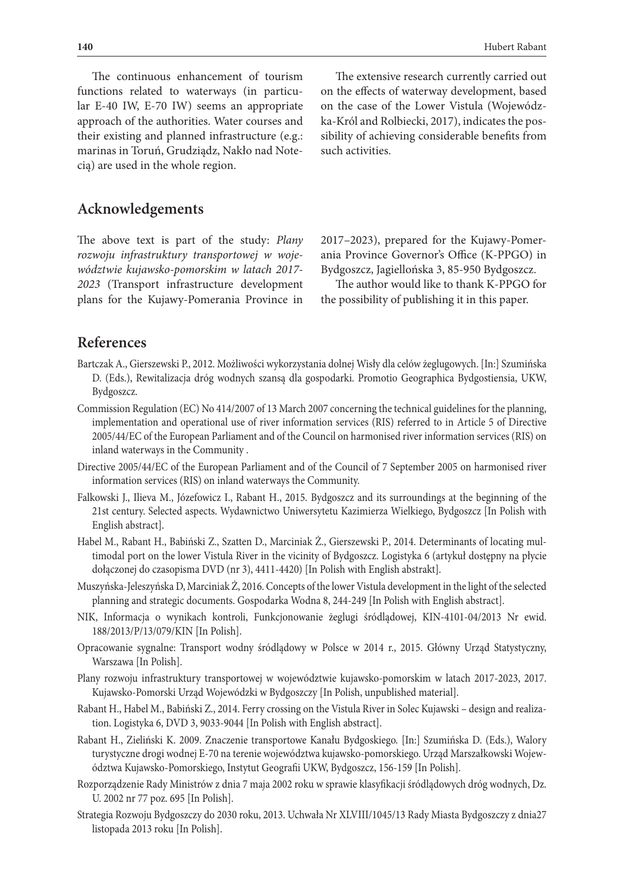The continuous enhancement of tourism functions related to waterways (in particular E-40 IW, E-70 IW) seems an appropriate approach of the authorities. Water courses and their existing and planned infrastructure (e.g.: marinas in Toruń, Grudziądz, Nakło nad Notecią) are used in the whole region.

The extensive research currently carried out on the effects of waterway development, based on the case of the Lower Vistula (Wojewódzka-Król and Rolbiecki, 2017), indicates the possibility of achieving considerable benefits from such activities.

## Acknowledgements

The above text is part of the study: *Plany rozwoju infrastruktury transportowej w województwie kujawsko-pomorskim w latach 2017-2023* (Transport infrastructure development plans for the Kujawy-Pomerania Province in 2017–2023), prepared for the Kujawy-Pomerania Province Governor's Office (K-PPGO) in Bydgoszcz, Jagiellońska 3, 85-950 Bydgoszcz.

The author would like to thank K-PPGO for the possibility of publishing it in this paper.

## References

Bartczak A., Gierszewski P., 2012. Możliwości wykorzystania dolnej Wisły dla celów żeglugowych. [In:] Szumińska D. (Eds.), Rewitalizacja dróg wodnych szansą dla gospodarki. Promotio Geographica Bydgostiensia, UKW, Bydgoszcz.

Commission Regulation (EC) No 414/2007 of 13 March 2007 concerning the technical guidelines for the planning, implementation and operational use of river information services (RIS) referred to in Article 5 of Directive 2005/44/EC of the European Parliament and of the Council on harmonised river information services (RIS) on inland waterways in the Community .

Directive 2005/44/EC of the European Parliament and of the Council of 7 September 2005 on harmonised river information services (RIS) on inland waterways the Community.

Falkowski J., Ilieva M., Józefowicz I., Rabant H., 2015. Bydgoszcz and its surroundings at the beginning of the 21st century. Selected aspects. Wydawnictwo Uniwersytetu Kazimierza Wielkiego, Bydgoszcz [In Polish with English abstract].

Habel M., Rabant H., Babiński Z., Szatten D., Marciniak Ż., Gierszewski P., 2014. Determinants of locating multimodal port on the lower Vistula River in the vicinity of Bydgoszcz. Logistyka 6 (artykuł dostępny na płycie dołączonej do czasopisma DVD (nr 3), 4411-4420) [In Polish with English abstrakt].

Muszyńska-Jeleszyńska D, Marciniak Ż, 2016. Concepts of the lower Vistula development in the light of the selected planning and strategic documents. Gospodarka Wodna 8, 244-249 [In Polish with English abstract].

NIK, Informacja o wynikach kontroli, Funkcjonowanie żeglugi śródlądowej, KIN-4101-04/2013 Nr ewid. 188/2013/P/13/079/KIN [In Polish].

Opracowanie sygnalne: Transport wodny śródlądowy w Polsce w 2014 r., 2015. Główny Urząd Statystyczny, Warszawa [In Polish].

Plany rozwoju infrastruktury transportowej w województwie kujawsko-pomorskim w latach 2017-2023, 2017. Kujawsko-Pomorski Urząd Wojewódzki w Bydgoszczy [In Polish, unpublished material].

Rabant H., Habel M., Babiński Z., 2014. Ferry crossing on the Vistula River in Solec Kujawski – design and realization. Logistyka 6, DVD 3, 9033-9044 [In Polish with English abstract].

Rabant H., Zieliński K. 2009. Znaczenie transportowe Kanału Bydgoskiego. [In:] Szumińska D. (Eds.), Walory turystyczne drogi wodnej E-70 na terenie województwa kujawsko-pomorskiego. Urząd Marszałkowski Województwa Kujawsko-Pomorskiego, Instytut Geografii UKW, Bydgoszcz, 156-159 [In Polish].

Rozporządzenie Rady Ministrów z dnia 7 maja 2002 roku w sprawie klasyfikacji śródlądowych dróg wodnych, Dz. U. 2002 nr 77 poz. 695 [In Polish].

Strategia Rozwoju Bydgoszczy do 2030 roku, 2013. Uchwała Nr XLVIII/1045/13 Rady Miasta Bydgoszczy z dnia27 listopada 2013 roku [In Polish].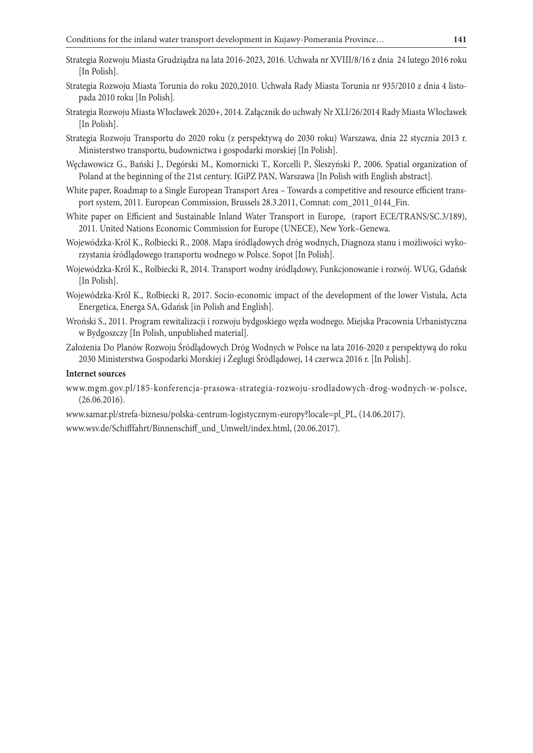Strategia Rozwoju Miasta Grudziądza na lata 2016-2023, 2016. Uchwała nr XVIII/8/16 z dnia 24 lutego 2016 roku [In Polish].

Strategia Rozwoju Miasta Torunia do roku 2020,2010. Uchwała Rady Miasta Torunia nr 935/2010 z dnia 4 listopada 2010 roku [In Polish].

Strategia Rozwoju Miasta Włocławek 2020+, 2014. Załącznik do uchwały Nr XLI/26/2014 Rady Miasta Włocławek [In Polish].

Strategia Rozwoju Transportu do 2020 roku (z perspektywą do 2030 roku) Warszawa, dnia 22 stycznia 2013 r. Ministerstwo transportu, budownictwa i gospodarki morskiej [In Polish].

Węcławowicz G., Bański J., Degórski M., Komornicki T., Korcelli P., Śleszyński P., 2006. Spatial organization of Poland at the beginning of the 21st century. IGiPZ PAN, Warszawa [In Polish with English abstract].

White paper, Roadmap to a Single European Transport Area – Towards a competitive and resource efficient transport system, 2011. European Commission, Brussels 28.3.2011, Comnat: com_2011_0144_Fin.

White paper on Efficient and Sustainable Inland Water Transport in Europe, (raport ECE/TRANS/SC.3/189), 2011. United Nations Economic Commission for Europe (UNECE), New York–Genewa.

Wojewódzka-Król K., Rolbiecki R., 2008. Mapa śródlądowych dróg wodnych, Diagnoza stanu i możliwości wykorzystania śródlądowego transportu wodnego w Polsce. Sopot [In Polish].

Wojewódzka-Król K., Rolbiecki R, 2014. Transport wodny śródlądowy, Funkcjonowanie i rozwój. WUG, Gdańsk [In Polish].

Wojewódzka-Król K., Rolbiecki R, 2017. Socio-economic impact of the development of the lower Vistula, Acta Energetica, Energa SA, Gdańsk [in Polish and English].

Wroński S., 2011. Program rewitalizacji i rozwoju bydgoskiego węzła wodnego. Miejska Pracownia Urbanistyczna w Bydgoszczy [In Polish, unpublished material].

Założenia Do Planów Rozwoju Śródlądowych Dróg Wodnych w Polsce na lata 2016-2020 z perspektywą do roku 2030 Ministerstwa Gospodarki Morskiej i Żeglugi Śródlądowej, 14 czerwca 2016 r. [In Polish].

**Internet sources**

www.mgm.gov.pl/185-konferencja-prasowa-strategia-rozwoju-srodladowych-drog-wodnych-w-polsce, (26.06.2016).

www.samar.pl/strefa-biznesu/polska-centrum-logistycznym-europy?locale=pl_PL, (14.06.2017).

www.wsv.de/Schifffahrt/Binnenschiff_und_Umwelt/index.html, (20.06.2017).